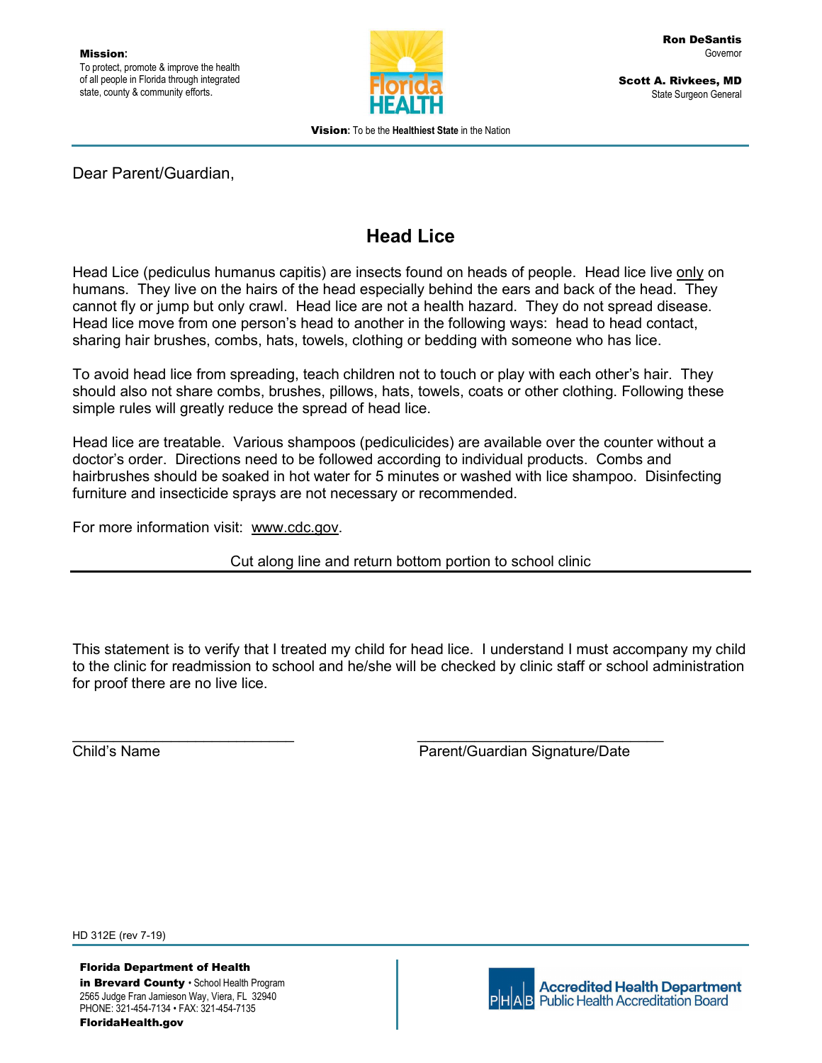**Mission**:
To protect, promote & improve the health of all people in Florida through integrated state, county & community efforts.

Florida HEALTH

**Ron DeSantis**
Governor

**Scott A. Rivkees, MD**
State Surgeon General

**Vision**: To be the **Healthiest State** in the Nation

Dear Parent/Guardian,

## Head Lice

Head Lice (pediculus humanus capitis) are insects found on heads of people. Head lice live only on humans. They live on the hairs of the head especially behind the ears and back of the head. They cannot fly or jump but only crawl. Head lice are not a health hazard. They do not spread disease. Head lice move from one person's head to another in the following ways: head to head contact, sharing hair brushes, combs, hats, towels, clothing or bedding with someone who has lice.

To avoid head lice from spreading, teach children not to touch or play with each other's hair. They should also not share combs, brushes, pillows, hats, towels, coats or other clothing. Following these simple rules will greatly reduce the spread of head lice.

Head lice are treatable. Various shampoos (pediculicides) are available over the counter without a doctor's order. Directions need to be followed according to individual products. Combs and hairbrushes should be soaked in hot water for 5 minutes or washed with lice shampoo. Disinfecting furniture and insecticide sprays are not necessary or recommended.

For more information visit: www.cdc.gov.

Cut along line and return bottom portion to school clinic

---

This statement is to verify that I treated my child for head lice. I understand I must accompany my child to the clinic for readmission to school and he/she will be checked by clinic staff or school administration for proof there are no live lice.

___________________________ ___________________________

Child's Name Parent/Guardian Signature/Date

HD 312E (rev 7-19)

**Florida Department of Health**
**in Brevard County** • School Health Program
2565 Judge Fran Jamieson Way, Viera, FL 32940
PHONE: 321-454-7134 • FAX: 321-454-7135
**FloridaHealth.gov**

Accredited Health Department
PHAB Public Health Accreditation Board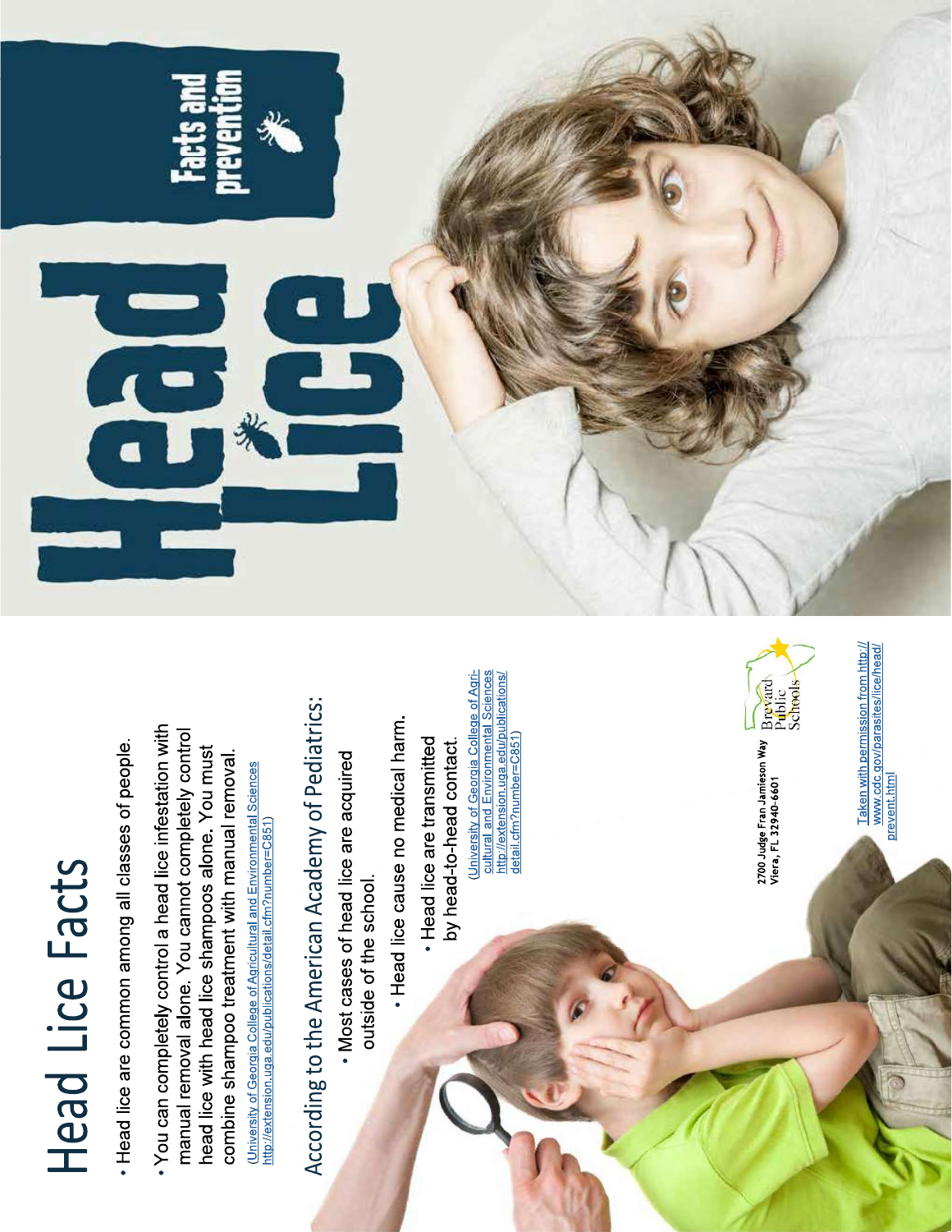# Head Lice Facts

- Head lice are common among all classes of people.
- You can completely control a head lice infestation with manual removal alone. You cannot completely control head lice with head lice shampoos alone. You must combine shampoo treatment with manual removal.

(University of Georgia College of Agricultural and Environmental Sciences http://extension.uga.edu/publications/detail.cfm?number=C851)

## According to the American Academy of Pediatrics:

- Most cases of head lice are acquired outside of the school.
- Head lice cause no medical harm.
- Head lice are transmitted by head-to-head contact.

(University of Georgia College of Agricultural and Environmental Sciences http://extension.uga.edu/publications/detail.cfm?number=C851)

2700 Judge Fran Jamieson Way
Viera, FL 32940-6601

Brevard Public Schools

Taken with permission from http://www.cdc.gov/parasites/lice/head/prevent.html

# Head Lice

## Facts and prevention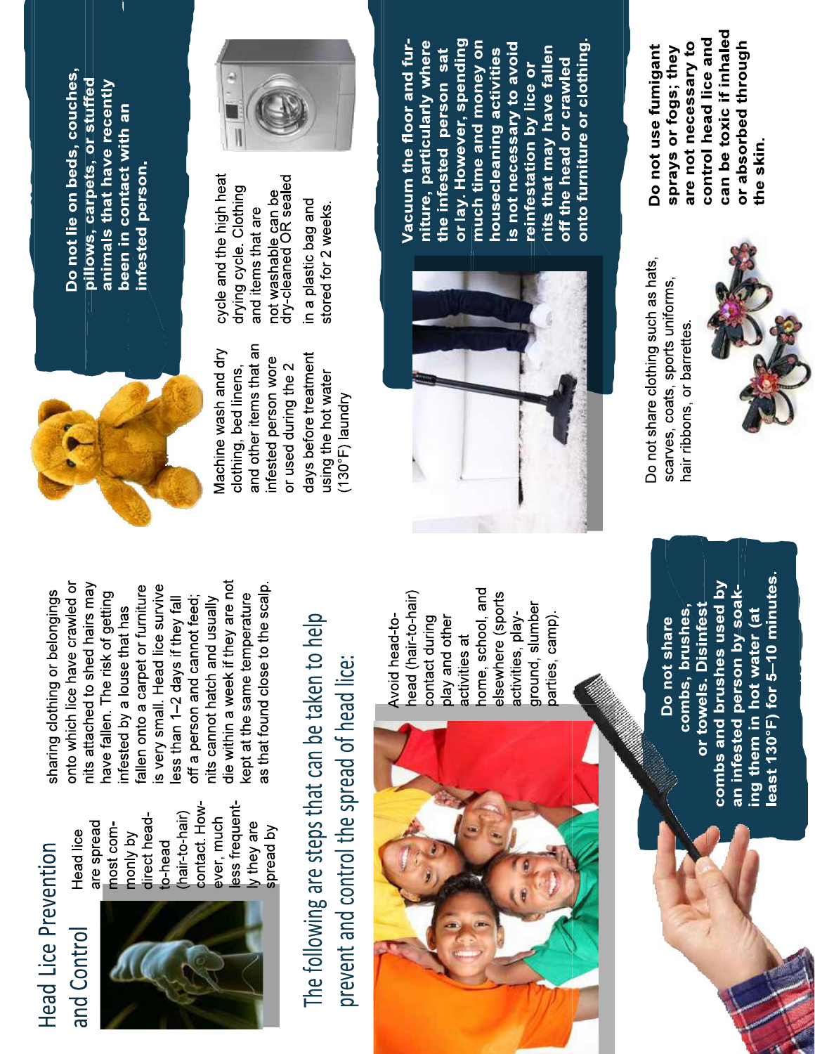# Head Lice Prevention and Control

Head lice are spread most commonly by direct head-to-head (hair-to-hair) contact. However, much less frequently they are spread by sharing clothing or belongings onto which lice have crawled or nits attached to shed hairs may have fallen. The risk of getting infested by a louse that has fallen onto a carpet or furniture is very small. Head lice survive less than 1–2 days if they fall off a person and cannot feed; nits cannot hatch and usually die within a week if they are not kept at the same temperature as that found close to the scalp.

## The following are steps that can be taken to help prevent and control the spread of head lice:

Avoid head-to-head (hair-to-hair) contact during play and other activities at home, school, and elsewhere (sports activities, playground, slumber parties, camp).

**Do not share combs, brushes, or towels. Disinfest combs and brushes used by an infested person by soaking them in hot water (at least 130°F) for 5–10 minutes.**

**Do not lie on beds, couches, pillows, carpets, or stuffed animals that have recently been in contact with an infested person.**

Machine wash and dry clothing, bed linens, and other items that an infested person wore or used during the 2 days before treatment using the hot water (130°F) laundry cycle and the high heat drying cycle. Clothing and items that are not washable can be dry-cleaned OR sealed in a plastic bag and stored for 2 weeks.

**Vacuum the floor and furniture, particularly where the infested person sat or lay. However, spending much time and money on housecleaning activities is not necessary to avoid reinfestation by lice or nits that may have fallen off the head or crawled onto furniture or clothing.**

Do not share clothing such as hats, scarves, coats, sports uniforms, hair ribbons, or barrettes.

**Do not use fumigant sprays or fogs; they are not necessary to control head lice and can be toxic if inhaled or absorbed through the skin.**